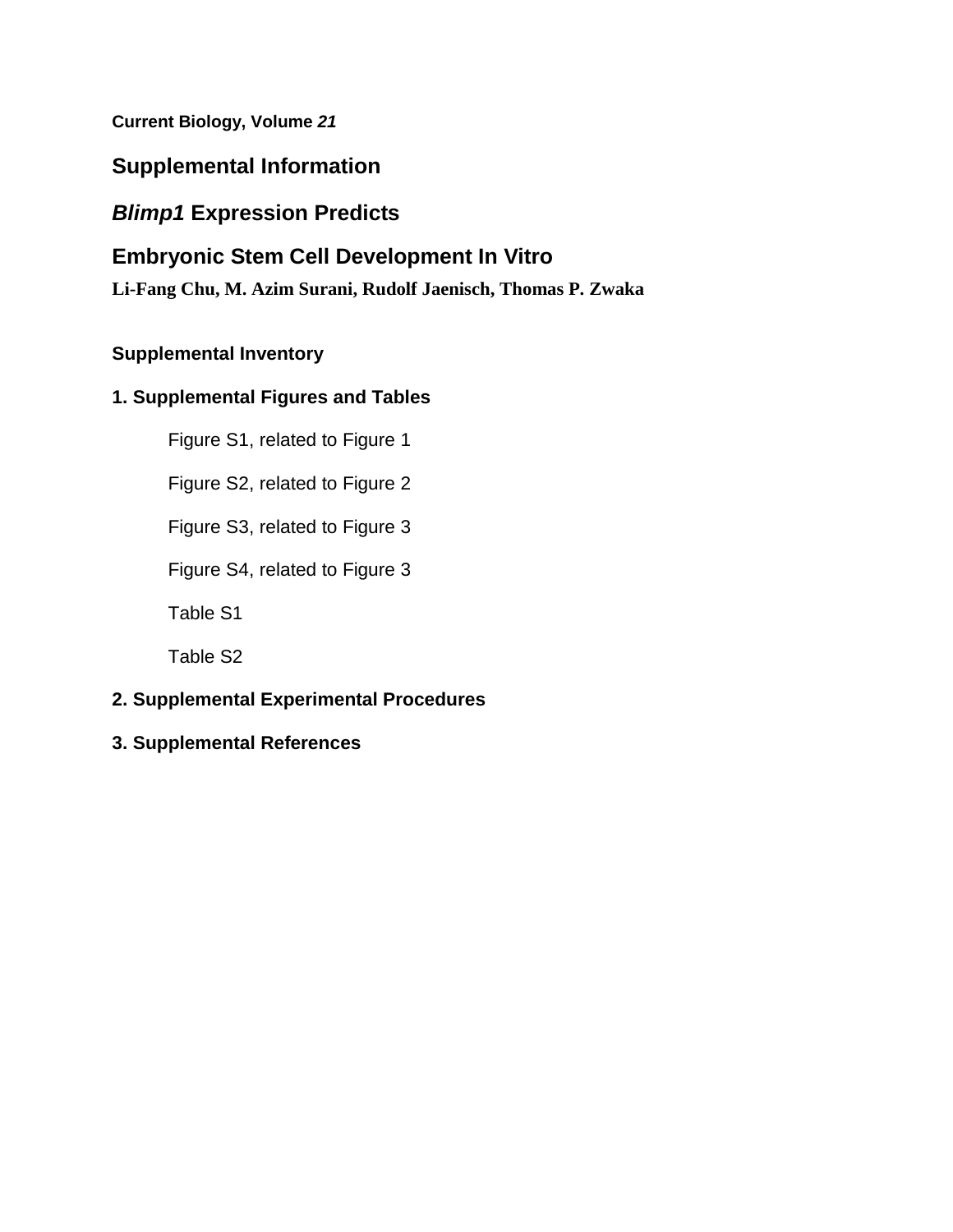**Current Biology, Volume *21***

# Supplemental Information

## *Blimp1* Expression Predicts

## Embryonic Stem Cell Development In Vitro

**Li-Fang Chu, M. Azim Surani, Rudolf Jaenisch, Thomas P. Zwaka**

**Supplemental Inventory**

**1. Supplemental Figures and Tables**

- Figure S1, related to Figure 1
- Figure S2, related to Figure 2
- Figure S3, related to Figure 3
- Figure S4, related to Figure 3
- Table S1
- Table S2

**2. Supplemental Experimental Procedures**

**3. Supplemental References**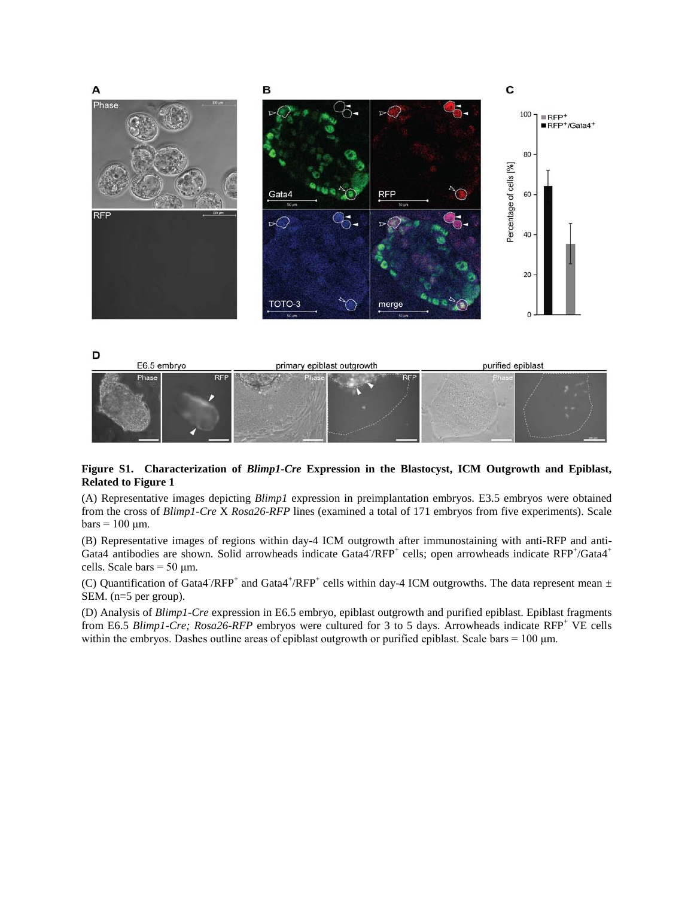**Figure S1. Characterization of *Blimp1-Cre* Expression in the Blastocyst, ICM Outgrowth and Epiblast, Related to Figure 1**

(A) Representative images depicting *Blimp1* expression in preimplantation embryos. E3.5 embryos were obtained from the cross of *Blimp1-Cre* X *Rosa26-RFP* lines (examined a total of 171 embryos from five experiments). Scale bars = 100 μm.

(B) Representative images of regions within day-4 ICM outgrowth after immunostaining with anti-RFP and anti-Gata4 antibodies are shown. Solid arrowheads indicate Gata4$^-$/RFP$^+$ cells; open arrowheads indicate RFP$^+$/Gata4$^+$ cells. Scale bars = 50 μm.

(C) Quantification of Gata4$^-$/RFP$^+$ and Gata4$^+$/RFP$^+$ cells within day-4 ICM outgrowths. The data represent mean ± SEM. (n=5 per group).

(D) Analysis of *Blimp1-Cre* expression in E6.5 embryo, epiblast outgrowth and purified epiblast. Epiblast fragments from E6.5 *Blimp1-Cre; Rosa26-RFP* embryos were cultured for 3 to 5 days. Arrowheads indicate RFP$^+$ VE cells within the embryos. Dashes outline areas of epiblast outgrowth or purified epiblast. Scale bars = 100 μm.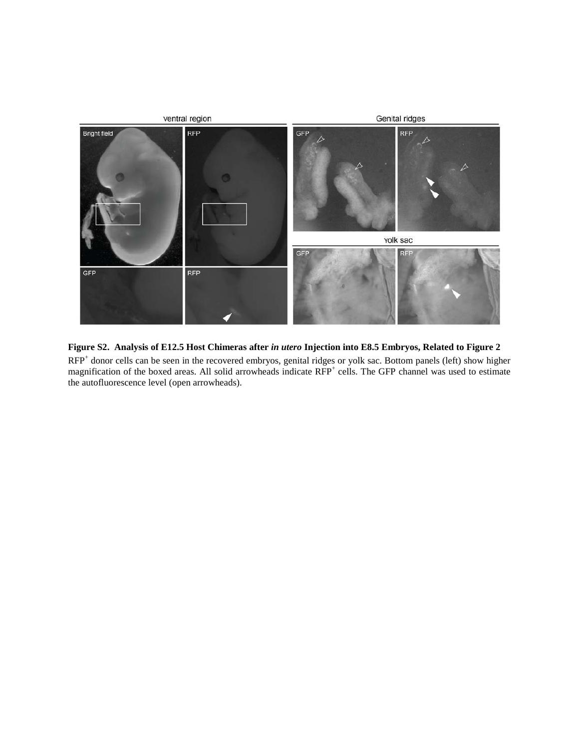**Figure S2. Analysis of E12.5 Host Chimeras after *in utero* Injection into E8.5 Embryos, Related to Figure 2**

RFP$^{+}$ donor cells can be seen in the recovered embryos, genital ridges or yolk sac. Bottom panels (left) show higher magnification of the boxed areas. All solid arrowheads indicate RFP$^{+}$ cells. The GFP channel was used to estimate the autofluorescence level (open arrowheads).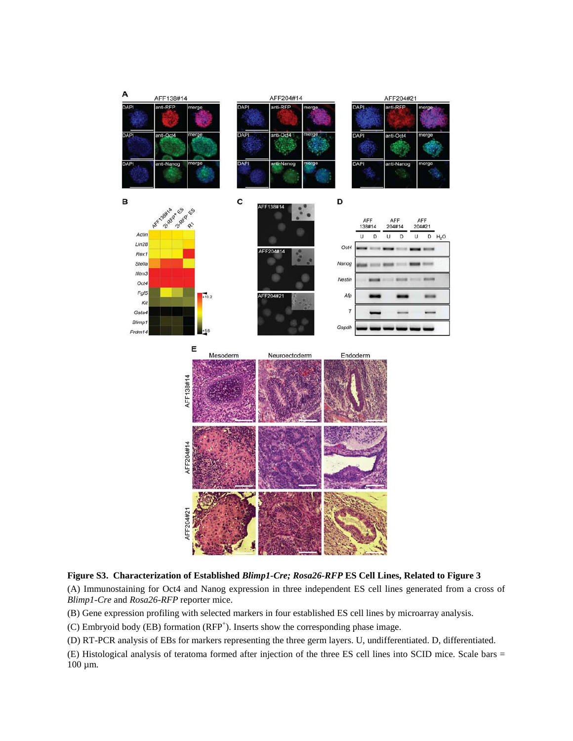**Figure S3. Characterization of Established *Blimp1-Cre; Rosa26-RFP* ES Cell Lines, Related to Figure 3**

(A) Immunostaining for Oct4 and Nanog expression in three independent ES cell lines generated from a cross of *Blimp1-Cre* and *Rosa26-RFP* reporter mice.

(B) Gene expression profiling with selected markers in four established ES cell lines by microarray analysis.

(C) Embryoid body (EB) formation (RFP$^+$). Inserts show the corresponding phase image.

(D) RT-PCR analysis of EBs for markers representing the three germ layers. U, undifferentiated. D, differentiated.

(E) Histological analysis of teratoma formed after injection of the three ES cell lines into SCID mice. Scale bars = 100 µm.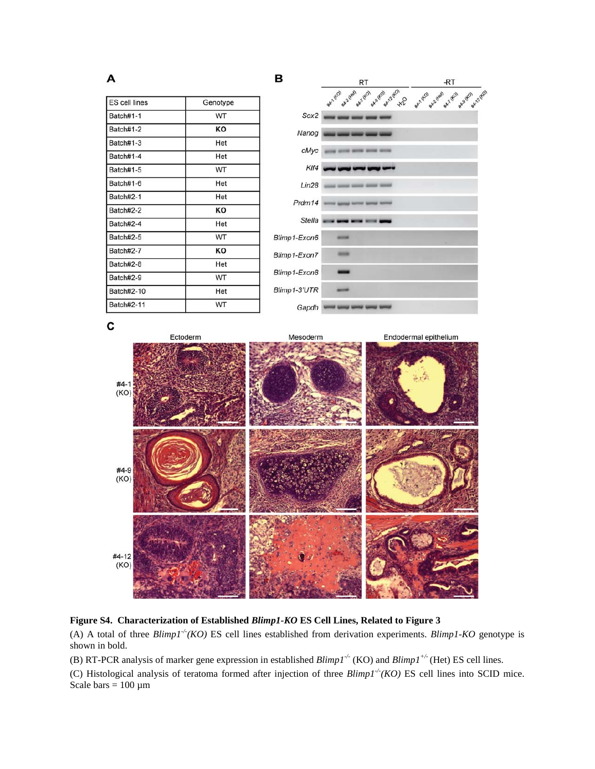**A**

| ES cell lines | Genotype |
|---|---|
| Batch#1-1 | WT |
| Batch#1-2 | **KO** |
| Batch#1-3 | Het |
| Batch#1-4 | Het |
| Batch#1-5 | WT |
| Batch#1-6 | Het |
| Batch#2-1 | Het |
| Batch#2-2 | **KO** |
| Batch#2-4 | Het |
| Batch#2-5 | WT |
| Batch#2-7 | **KO** |
| Batch#2-8 | Het |
| Batch#2-9 | WT |
| Batch#2-10 | Het |
| Batch#2-11 | WT |

**Figure S4. Characterization of Established *Blimp1-KO* ES Cell Lines, Related to Figure 3**

(A) A total of three *Blimp1*$^{-/-}$*(KO)* ES cell lines established from derivation experiments. *Blimp1-KO* genotype is shown in bold.

(B) RT-PCR analysis of marker gene expression in established *Blimp1*$^{-/-}$ (KO) and *Blimp1*$^{+/-}$ (Het) ES cell lines.

(C) Histological analysis of teratoma formed after injection of three *Blimp1*$^{-/-}$*(KO)* ES cell lines into SCID mice. Scale bars = 100 µm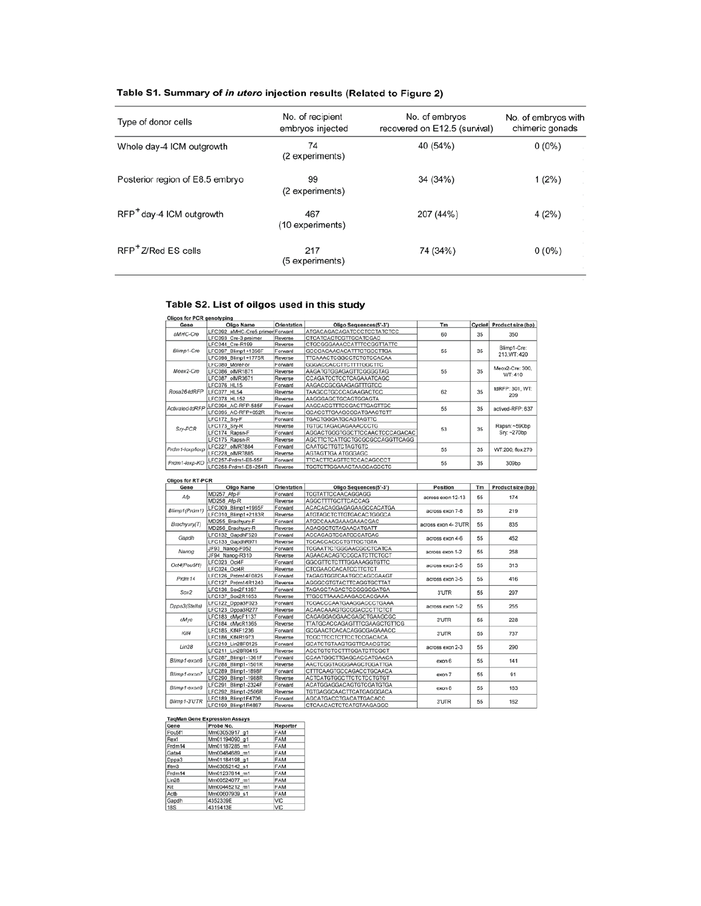## Table S1. Summary of *in utero* injection results (Related to Figure 2)

| Type of donor cells | No. of recipient embryos injected | No. of embryos recovered on E12.5 (survival) | No. of embryos with chimeric gonads |
|---|---|---|---|
| Whole day-4 ICM outgrowth | 74 (2 experiments) | 40 (54%) | 0 (0%) |
| Posterior region of E8.5 embryo | 99 (2 experiments) | 34 (34%) | 1 (2%) |
| $RFP^{+}$ day-4 ICM outgrowth | 467 (10 experiments) | 207 (44%) | 4 (2%) |
| $RFP^{+}$ Z/Red ES cells | 217 (5 experiments) | 74 (34%) | 0 (0%) |

## Table S2. List of oilgos used in this study

**Oligos for PCR genotyping**

| Gene | Oligo Name | Orientation | Oligo Sequences(5'-3') | Tm | Cycle# | Product size (bp) |
|---|---|---|---|---|---|---|
| *aMHC-Cre* | LFC092_aMHC-Cre5 primer | Forward | ATGACAGACAGATCCCTCCTATCTCC | 60 | 35 | 350 |
| | LFC093_Cre-3 preimer | Reverse | CTCATCACTCGTTGCATCGAC | | | |
| *Blimp1-Cre* | LFC044_Cre-R199 | Reverse | CTGCGGGAAACCATTTCCGGTTATTC | 55 | 35 | Blimp1-Cre: 213,WT:420 |
| | LFC097_Blimp1+1356F | Forward | GCCCACAACACATTTCTGCCTTGA | | | |
| | LFC098_Blimp1+1775R | Reverse | TTCAAACTCGGCCTCTGTCCACAA | | | |
| *Meox2-Cre* | LFC080_MoreFor | Forward | GGGACCACCTTCTTTTGGCTTC | 55 | 35 | Meox2-Cre: 300, WT: 410 |
| | LFC086_oIMR1871 | Reverse | AAGATGTGGAGAGTTCGGGGTAG | | | |
| | LFC087_oIMR3671 | Reverse | CCAGATCCTCCTCAGAAATCAGC | | | |
| *Rosa26-tdRFP* | LFC076_HL15 | Forward | AAGACCGCGAAGAGTTTGTCC | 62 | 35 | tdRFP: 301, WT: 209 |
| | LFC077_HL54 | Reverse | TAAGCCTGCCCAGAAGACTCC | | | |
| | LFC078_HL152 | Reverse | AAGGGAGCTGCAGTGGAGTA | | | |
| *Activated-tdRFP* | LFC094_AC-RFP-585F | Forward | AAGCACGTTTCCGACTTGAGTTGC | 55 | 35 | actived-RFP: 637 |
| | LFC095_AC-RFP+052R | Reverse | GCACCTTGAAGCGCATGAACTCTT | | | |
| *Sry-PCR* | LFC172_Sry-F | Forward | TGACTGGGATGCAGTAGTTC | 53 | 35 | Rapsn: ~590bp Sry: ~270bp |
| | LFC173_Sry-R | Reverse | TGTGCTAGAGAGAAACCCTG | | | |
| | LFC174_Rapsn-F | Forward | AGGACTGGGTGGCTTCCAACTCCCAGACAC | | | |
| | LFC175_Rapsn-R | Reverse | AGCTTCTCATTGCTGCGCGCCAGGTTCAGG | | | |
| *Prdm1-loxp/loxp* | LFC227_oIMR7884 | Forward | CAATGCTTGTCTAGTGTC | 55 | 35 | WT:200; flox:270 |
| | LFC228_oIMR7885 | Reverse | AGTAGTTGA ATGGGAGC | | | |
| *Prdm1-loxp-KO* | LFC257-Prdm1-E6-55F | Forward | TTCACTTCAGTTCTCCACAGCCCT | 55 | 35 | 309bp |
| | LFC258-Prdm1-E8+254R | Reverse | TGCTCTTGGAAACTAAGCAGCCTC | | | |

**Oligos for RT-PCR**

| Gene | Oligo Name | Orientation | Oligo Sequences(5'-3') | Position | Tm | Product size (bp) |
|---|---|---|---|---|---|---|
| *Afp* | MD257_Afp-F | Forward | TCGTATTCCAACAGGAGG | across exon 12-13 | 55 | 174 |
| | MD258_Afp-R | Reverse | AGGCTTTTGCTTCACCAG | | | |
| *Blimp1(Prdm1)* | LFC309_Blimp1+1965F | Forward | ACACACAGGAGAGAAGCCACATGA | across exon 7-8 | 55 | 219 |
| | LFC310_Blimp1+2183R | Reverse | ATGTAGCTCTTGTGACACTGGGCA | | | |
| *Brachyury(T)* | MD255_Brachyury-F | Forward | ATGCCAAAGAAAGAAACGAC | across exon 4- 3'UTR | 55 | 835 |
| | MD256_Brachyury-R | Reverse | AGAGGCTGTAGAACATGATT | | | |
| *Gapdh* | LFC132_GapdhF520 | Forward | ACCACAGTCCATGCCATCAC | across exon 4-6 | 55 | 452 |
| | LFC133_GapdhR971 | Reverse | TCCACCACCCTGTTGCTGTA | | | |
| *Nanog* | JF93_Nanog-F052 | Forward | TCGAATTCTGGGAACGCCTCATCA | across exon 1-2 | 55 | 258 |
| | JF94_Nanog-R310 | Reverse | AGAACACAGTCCGCATCTTCTGCT | | | |
| *Oct4(Pou5f1)* | LFC023_Oct4F | Forward | GGCGTTCTCTTTGGAAAGGTGTTC | across exon 2-5 | 55 | 313 |
| | LFC024_Oct4R | Reverse | CTCGAACCACATCCTTCTCT | | | |
| *Prdm14* | LFC126_Prdm14F0825 | Forward | TAGAGTGGTCAATGCCAGCGAAGT | across exon 3-5 | 55 | 416 |
| | LFC127_Prdm14R1240 | Reverse | AGGGCGTGTACTTCAGGTGCTTAT | | | |
| *Sox2* | LFC136_Sox2F1357 | Forward | TAGAGCTAGACTCCGGGCGATGA | 3'UTR | 55 | 297 |
| | LFC137_Sox2R1653 | Reverse | TTGCCTTAAACAAGACCACGAAA | | | |
| *Dppa3(Stella)* | LFC122_Dppa3F023 | Forward | TCGACCCAATGAAGGACCCTGAAA | across exon 1-2 | 55 | 255 |
| | LFC123_Dppa3R277 | Reverse | ACAACAAAGTGCGGACCCTTCTCT | | | |
| *cMyc* | LFC183_cMycF1137 | Forward | CAGAGGAGGAACGAGCTGAAGCGC | 3'UTR | 55 | 228 |
| | LFC184_cMycR1365 | Reverse | TTATGCACCAGAGTTTCGAAGCTGTTCG | | | |
| *Klf4* | LFC185_Klf4F1236 | Forward | GCGAACTCACACAGGCGAGAAACC | 3'UTR | 55 | 737 |
| | LFC186_Klf4R1973 | Reverse | TCGCTTCCTCTTCCTCCGACACA | | | |
| *Lin28* | LFC210_Lin28F0125 | Forward | GCATCTGTAAGTGGTTCAACGTGC | across exon 2-3 | 55 | 290 |
| | LFC211_Lin28R0415 | Reverse | ACCTGTCTCCTTTGGATCTTCGCT | | | |
| *Blimp1-exon6* | LFC287_Blimp1-1361F | Forward | CCAATGGCTTGAGCACCATGAACA | exon 6 | 55 | 141 |
| | LFC288_Blimp1-1501R | Reverse | AACTCGGTAGGGAAGCTGGATTGA | | | |
| *Blimp1-exon7* | LFC289_Blimp1-1898F | Forward | CTTTCAAGTGCCAGACCTGCAACA | exon 7 | 55 | 91 |
| | LFC290_Blimp1-1988R | Reverse | ACTCATGTGGCTTCTCTCCTGTGT | | | |
| *Blimp1-exon9* | LFC291_Blimp1-2324F | Forward | ACATGGAGGACAGTGTCGATGTGA | exon 8 | 55 | 183 |
| | LFC292_Blimp1-2506R | Reverse | TGTGAGGCAACTTCATGAGGGACA | | | |
| *Blimp1-3'UTR* | LFC189_Blimp1F4706 | Forward | AGCATGACCTGACATTGACACC | 3'UTR | 55 | 162 |
| | LFC190_Blimp1R4867 | Reverse | CTCAACACTCTCATGTAAGAGGC | | | |

**TaqMan Gene Expression Assays**

| Gene | Probe No. | Reporter |
|---|---|---|
| Pou5f1 | Mm03053917_g1 | FAM |
| Rex1 | Mm01194090_g1 | FAM |
| Prdm14 | Mm01187285_m1 | FAM |
| Gata4 | Mm00484689_m1 | FAM |
| Dppa3 | Mm01184198_g1 | FAM |
| Ifitm3 | Mm03052142_s1 | FAM |
| Prdm14 | Mm01237814_m1 | FAM |
| Lin28 | Mm00524077_m1 | FAM |
| Kit | Mm00445212_m1 | FAM |
| Actb | Mm00607939_s1 | FAM |
| Gapdh | 4352339E | VIC |
| 18S | 4319413E | VIC |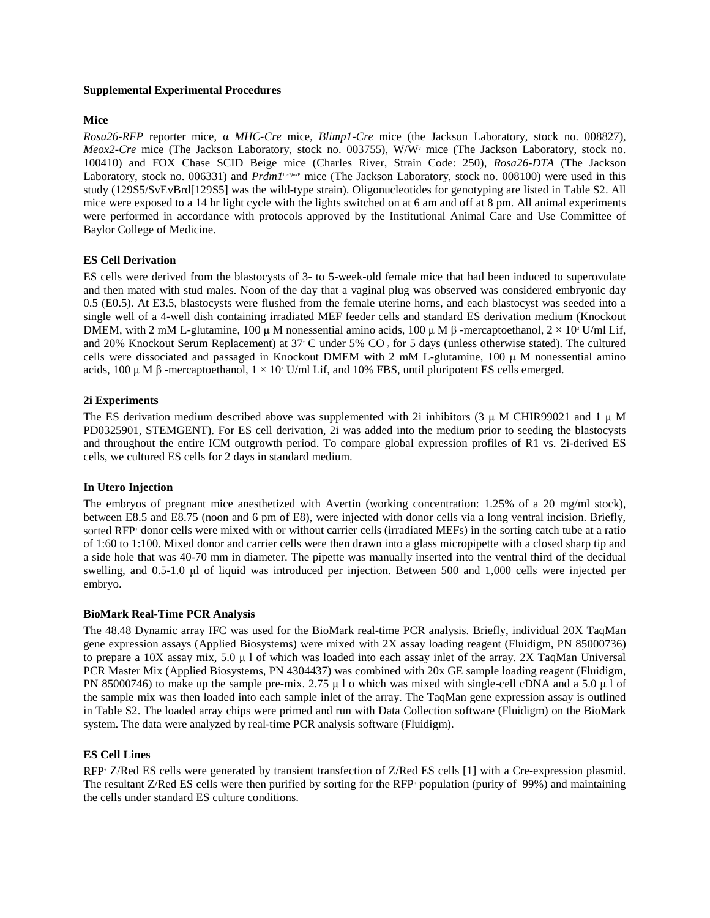**Supplemental Experimental Procedures**

**Mice**

*Rosa26-RFP* reporter mice, α *MHC-Cre* mice, *Blimp1-Cre* mice (the Jackson Laboratory, stock no. 008827), *Meox2-Cre* mice (The Jackson Laboratory, stock no. 003755), $W/W^v$ mice (The Jackson Laboratory, stock no. 100410) and FOX Chase SCID Beige mice (Charles River, Strain Code: 250), *Rosa26-DTA* (The Jackson Laboratory, stock no. 006331) and *Prdm1*$^{loxP/loxP}$ mice (The Jackson Laboratory, stock no. 008100) were used in this study (129S5/SvEvBrd[129S5] was the wild-type strain). Oligonucleotides for genotyping are listed in Table S2. All mice were exposed to a 14 hr light cycle with the lights switched on at 6 am and off at 8 pm. All animal experiments were performed in accordance with protocols approved by the Institutional Animal Care and Use Committee of Baylor College of Medicine.

**ES Cell Derivation**

ES cells were derived from the blastocysts of 3- to 5-week-old female mice that had been induced to superovulate and then mated with stud males. Noon of the day that a vaginal plug was observed was considered embryonic day 0.5 (E0.5). At E3.5, blastocysts were flushed from the female uterine horns, and each blastocyst was seeded into a single well of a 4-well dish containing irradiated MEF feeder cells and standard ES derivation medium (Knockout DMEM, with 2 mM L-glutamine, 100 μ M nonessential amino acids, 100 μ M β -mercaptoethanol, $2 \times 10^3$ U/ml Lif, and 20% Knockout Serum Replacement) at 37° C under 5% $CO_2$ for 5 days (unless otherwise stated). The cultured cells were dissociated and passaged in Knockout DMEM with 2 mM L-glutamine, 100 μ M nonessential amino acids, 100 μ M β -mercaptoethanol, $1 \times 10^3$ U/ml Lif, and 10% FBS, until pluripotent ES cells emerged.

**2i Experiments**

The ES derivation medium described above was supplemented with 2i inhibitors (3 μ M CHIR99021 and 1 μ M PD0325901, STEMGENT). For ES cell derivation, 2i was added into the medium prior to seeding the blastocysts and throughout the entire ICM outgrowth period. To compare global expression profiles of R1 vs. 2i-derived ES cells, we cultured ES cells for 2 days in standard medium.

**In Utero Injection**

The embryos of pregnant mice anesthetized with Avertin (working concentration: 1.25% of a 20 mg/ml stock), between E8.5 and E8.75 (noon and 6 pm of E8), were injected with donor cells via a long ventral incision. Briefly, sorted $RFP^+$ donor cells were mixed with or without carrier cells (irradiated MEFs) in the sorting catch tube at a ratio of 1:60 to 1:100. Mixed donor and carrier cells were then drawn into a glass micropipette with a closed sharp tip and a side hole that was 40-70 mm in diameter. The pipette was manually inserted into the ventral third of the decidual swelling, and 0.5-1.0 μl of liquid was introduced per injection. Between 500 and 1,000 cells were injected per embryo.

**BioMark Real-Time PCR Analysis**

The 48.48 Dynamic array IFC was used for the BioMark real-time PCR analysis. Briefly, individual 20X TaqMan gene expression assays (Applied Biosystems) were mixed with 2X assay loading reagent (Fluidigm, PN 85000736) to prepare a 10X assay mix, 5.0 μ l of which was loaded into each assay inlet of the array. 2X TaqMan Universal PCR Master Mix (Applied Biosystems, PN 4304437) was combined with 20x GE sample loading reagent (Fluidigm, PN 85000746) to make up the sample pre-mix. 2.75 μ l o which was mixed with single-cell cDNA and a 5.0 μ l of the sample mix was then loaded into each sample inlet of the array. The TaqMan gene expression assay is outlined in Table S2. The loaded array chips were primed and run with Data Collection software (Fluidigm) on the BioMark system. The data were analyzed by real-time PCR analysis software (Fluidigm).

**ES Cell Lines**

$RFP^+$ Z/Red ES cells were generated by transient transfection of Z/Red ES cells [1] with a Cre-expression plasmid. The resultant Z/Red ES cells were then purified by sorting for the $RFP^+$ population (purity of 99%) and maintaining the cells under standard ES culture conditions.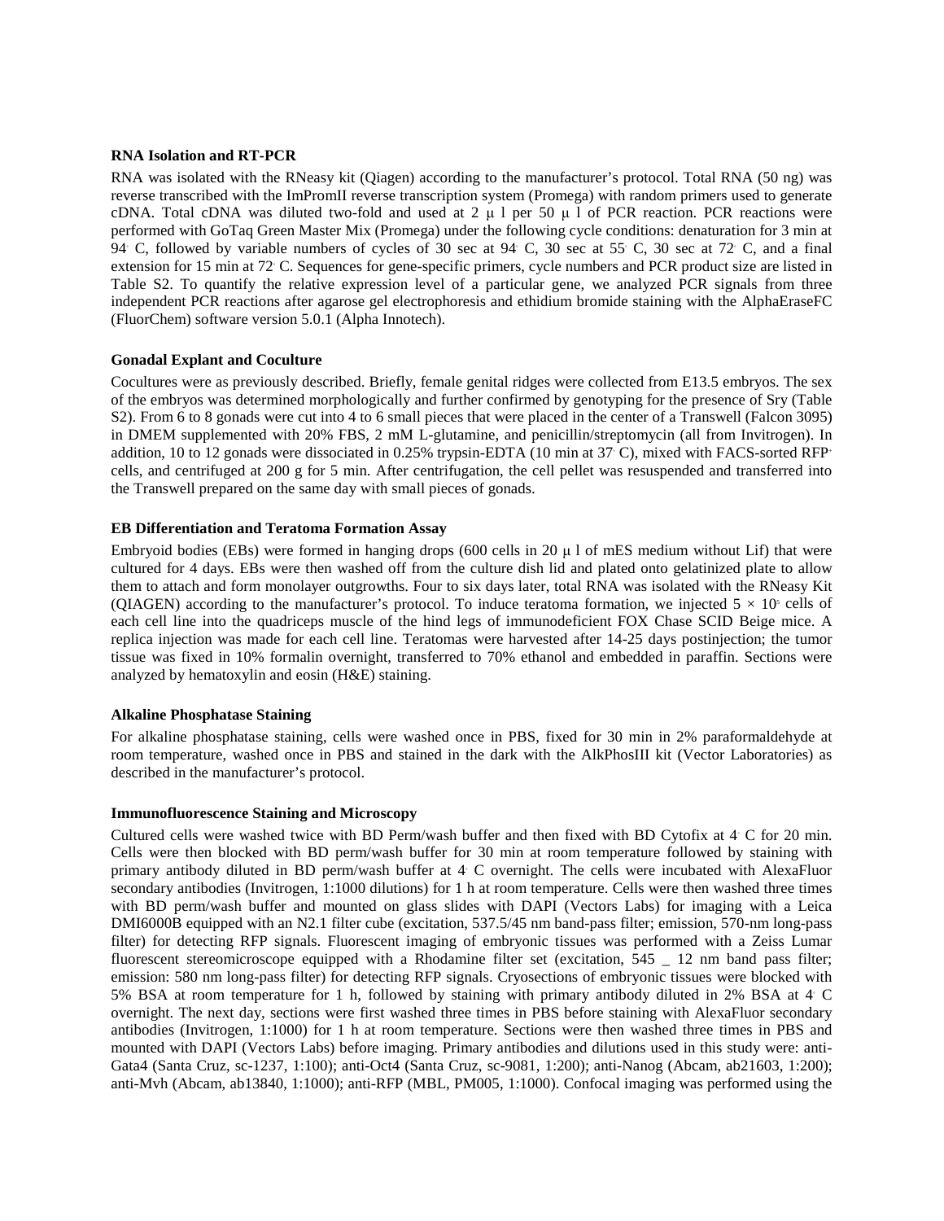**RNA Isolation and RT-PCR**

RNA was isolated with the RNeasy kit (Qiagen) according to the manufacturer's protocol. Total RNA (50 ng) was reverse transcribed with the ImPromII reverse transcription system (Promega) with random primers used to generate cDNA. Total cDNA was diluted two-fold and used at 2 μ l per 50 μ l of PCR reaction. PCR reactions were performed with GoTaq Green Master Mix (Promega) under the following cycle conditions: denaturation for 3 min at 94° C, followed by variable numbers of cycles of 30 sec at 94° C, 30 sec at 55° C, 30 sec at 72° C, and a final extension for 15 min at 72° C. Sequences for gene-specific primers, cycle numbers and PCR product size are listed in Table S2. To quantify the relative expression level of a particular gene, we analyzed PCR signals from three independent PCR reactions after agarose gel electrophoresis and ethidium bromide staining with the AlphaEraseFC (FluorChem) software version 5.0.1 (Alpha Innotech).

**Gonadal Explant and Coculture**

Cocultures were as previously described. Briefly, female genital ridges were collected from E13.5 embryos. The sex of the embryos was determined morphologically and further confirmed by genotyping for the presence of Sry (Table S2). From 6 to 8 gonads were cut into 4 to 6 small pieces that were placed in the center of a Transwell (Falcon 3095) in DMEM supplemented with 20% FBS, 2 mM L-glutamine, and penicillin/streptomycin (all from Invitrogen). In addition, 10 to 12 gonads were dissociated in 0.25% trypsin-EDTA (10 min at 37° C), mixed with FACS-sorted RFP+ cells, and centrifuged at 200 g for 5 min. After centrifugation, the cell pellet was resuspended and transferred into the Transwell prepared on the same day with small pieces of gonads.

**EB Differentiation and Teratoma Formation Assay**

Embryoid bodies (EBs) were formed in hanging drops (600 cells in 20 μ l of mES medium without Lif) that were cultured for 4 days. EBs were then washed off from the culture dish lid and plated onto gelatinized plate to allow them to attach and form monolayer outgrowths. Four to six days later, total RNA was isolated with the RNeasy Kit (QIAGEN) according to the manufacturer's protocol. To induce teratoma formation, we injected $5 \times 10^5$ cells of each cell line into the quadriceps muscle of the hind legs of immunodeficient FOX Chase SCID Beige mice. A replica injection was made for each cell line. Teratomas were harvested after 14-25 days postinjection; the tumor tissue was fixed in 10% formalin overnight, transferred to 70% ethanol and embedded in paraffin. Sections were analyzed by hematoxylin and eosin (H&E) staining.

**Alkaline Phosphatase Staining**

For alkaline phosphatase staining, cells were washed once in PBS, fixed for 30 min in 2% paraformaldehyde at room temperature, washed once in PBS and stained in the dark with the AlkPhosIII kit (Vector Laboratories) as described in the manufacturer's protocol.

**Immunofluorescence Staining and Microscopy**

Cultured cells were washed twice with BD Perm/wash buffer and then fixed with BD Cytofix at 4° C for 20 min. Cells were then blocked with BD perm/wash buffer for 30 min at room temperature followed by staining with primary antibody diluted in BD perm/wash buffer at 4° C overnight. The cells were incubated with AlexaFluor secondary antibodies (Invitrogen, 1:1000 dilutions) for 1 h at room temperature. Cells were then washed three times with BD perm/wash buffer and mounted on glass slides with DAPI (Vectors Labs) for imaging with a Leica DMI6000B equipped with an N2.1 filter cube (excitation, 537.5/45 nm band-pass filter; emission, 570-nm long-pass filter) for detecting RFP signals. Fluorescent imaging of embryonic tissues was performed with a Zeiss Lumar fluorescent stereomicroscope equipped with a Rhodamine filter set (excitation, 545 _ 12 nm band pass filter; emission: 580 nm long-pass filter) for detecting RFP signals. Cryosections of embryonic tissues were blocked with 5% BSA at room temperature for 1 h, followed by staining with primary antibody diluted in 2% BSA at 4° C overnight. The next day, sections were first washed three times in PBS before staining with AlexaFluor secondary antibodies (Invitrogen, 1:1000) for 1 h at room temperature. Sections were then washed three times in PBS and mounted with DAPI (Vectors Labs) before imaging. Primary antibodies and dilutions used in this study were: anti-Gata4 (Santa Cruz, sc-1237, 1:100); anti-Oct4 (Santa Cruz, sc-9081, 1:200); anti-Nanog (Abcam, ab21603, 1:200); anti-Mvh (Abcam, ab13840, 1:1000); anti-RFP (MBL, PM005, 1:1000). Confocal imaging was performed using the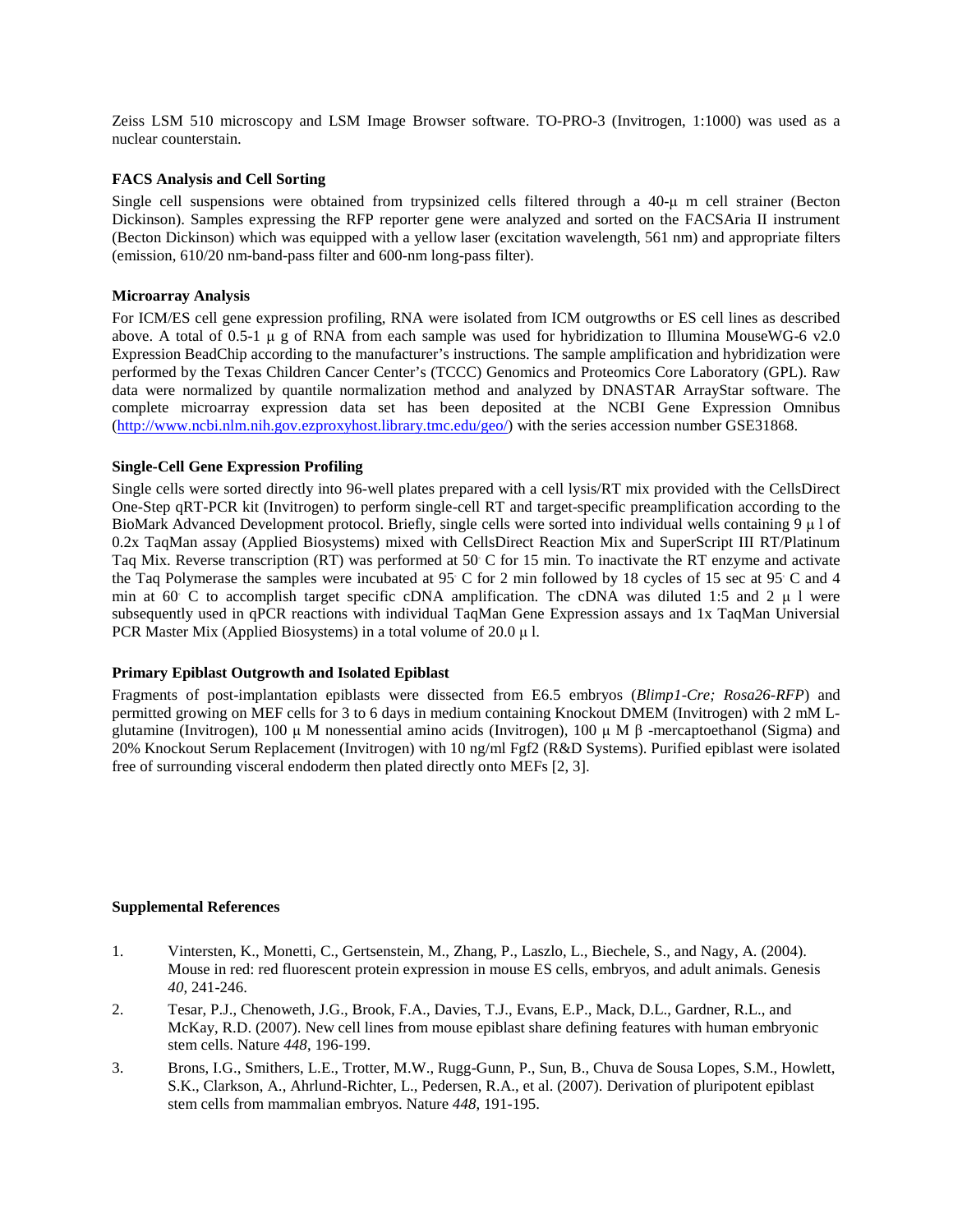Zeiss LSM 510 microscopy and LSM Image Browser software. TO-PRO-3 (Invitrogen, 1:1000) was used as a nuclear counterstain.

**FACS Analysis and Cell Sorting**

Single cell suspensions were obtained from trypsinized cells filtered through a 40-μ m cell strainer (Becton Dickinson). Samples expressing the RFP reporter gene were analyzed and sorted on the FACSAria II instrument (Becton Dickinson) which was equipped with a yellow laser (excitation wavelength, 561 nm) and appropriate filters (emission, 610/20 nm-band-pass filter and 600-nm long-pass filter).

**Microarray Analysis**

For ICM/ES cell gene expression profiling, RNA were isolated from ICM outgrowths or ES cell lines as described above. A total of 0.5-1 μ g of RNA from each sample was used for hybridization to Illumina MouseWG-6 v2.0 Expression BeadChip according to the manufacturer's instructions. The sample amplification and hybridization were performed by the Texas Children Cancer Center's (TCCC) Genomics and Proteomics Core Laboratory (GPL). Raw data were normalized by quantile normalization method and analyzed by DNASTAR ArrayStar software. The complete microarray expression data set has been deposited at the NCBI Gene Expression Omnibus (http://www.ncbi.nlm.nih.gov.ezproxyhost.library.tmc.edu/geo/) with the series accession number GSE31868.

**Single-Cell Gene Expression Profiling**

Single cells were sorted directly into 96-well plates prepared with a cell lysis/RT mix provided with the CellsDirect One-Step qRT-PCR kit (Invitrogen) to perform single-cell RT and target-specific preamplification according to the BioMark Advanced Development protocol. Briefly, single cells were sorted into individual wells containing 9 μ l of 0.2x TaqMan assay (Applied Biosystems) mixed with CellsDirect Reaction Mix and SuperScript III RT/Platinum Taq Mix. Reverse transcription (RT) was performed at 50° C for 15 min. To inactivate the RT enzyme and activate the Taq Polymerase the samples were incubated at 95° C for 2 min followed by 18 cycles of 15 sec at 95° C and 4 min at 60° C to accomplish target specific cDNA amplification. The cDNA was diluted 1:5 and 2 μ l were subsequently used in qPCR reactions with individual TaqMan Gene Expression assays and 1x TaqMan Universial PCR Master Mix (Applied Biosystems) in a total volume of 20.0 μ l.

**Primary Epiblast Outgrowth and Isolated Epiblast**

Fragments of post-implantation epiblasts were dissected from E6.5 embryos (*Blimp1-Cre; Rosa26-RFP*) and permitted growing on MEF cells for 3 to 6 days in medium containing Knockout DMEM (Invitrogen) with 2 mM L-glutamine (Invitrogen), 100 μ M nonessential amino acids (Invitrogen), 100 μ M β -mercaptoethanol (Sigma) and 20% Knockout Serum Replacement (Invitrogen) with 10 ng/ml Fgf2 (R&D Systems). Purified epiblast were isolated free of surrounding visceral endoderm then plated directly onto MEFs [2, 3].

**Supplemental References**

1. Vintersten, K., Monetti, C., Gertsenstein, M., Zhang, P., Laszlo, L., Biechele, S., and Nagy, A. (2004). Mouse in red: red fluorescent protein expression in mouse ES cells, embryos, and adult animals. Genesis *40*, 241-246.
2. Tesar, P.J., Chenoweth, J.G., Brook, F.A., Davies, T.J., Evans, E.P., Mack, D.L., Gardner, R.L., and McKay, R.D. (2007). New cell lines from mouse epiblast share defining features with human embryonic stem cells. Nature *448*, 196-199.
3. Brons, I.G., Smithers, L.E., Trotter, M.W., Rugg-Gunn, P., Sun, B., Chuva de Sousa Lopes, S.M., Howlett, S.K., Clarkson, A., Ahrlund-Richter, L., Pedersen, R.A., et al. (2007). Derivation of pluripotent epiblast stem cells from mammalian embryos. Nature *448*, 191-195.